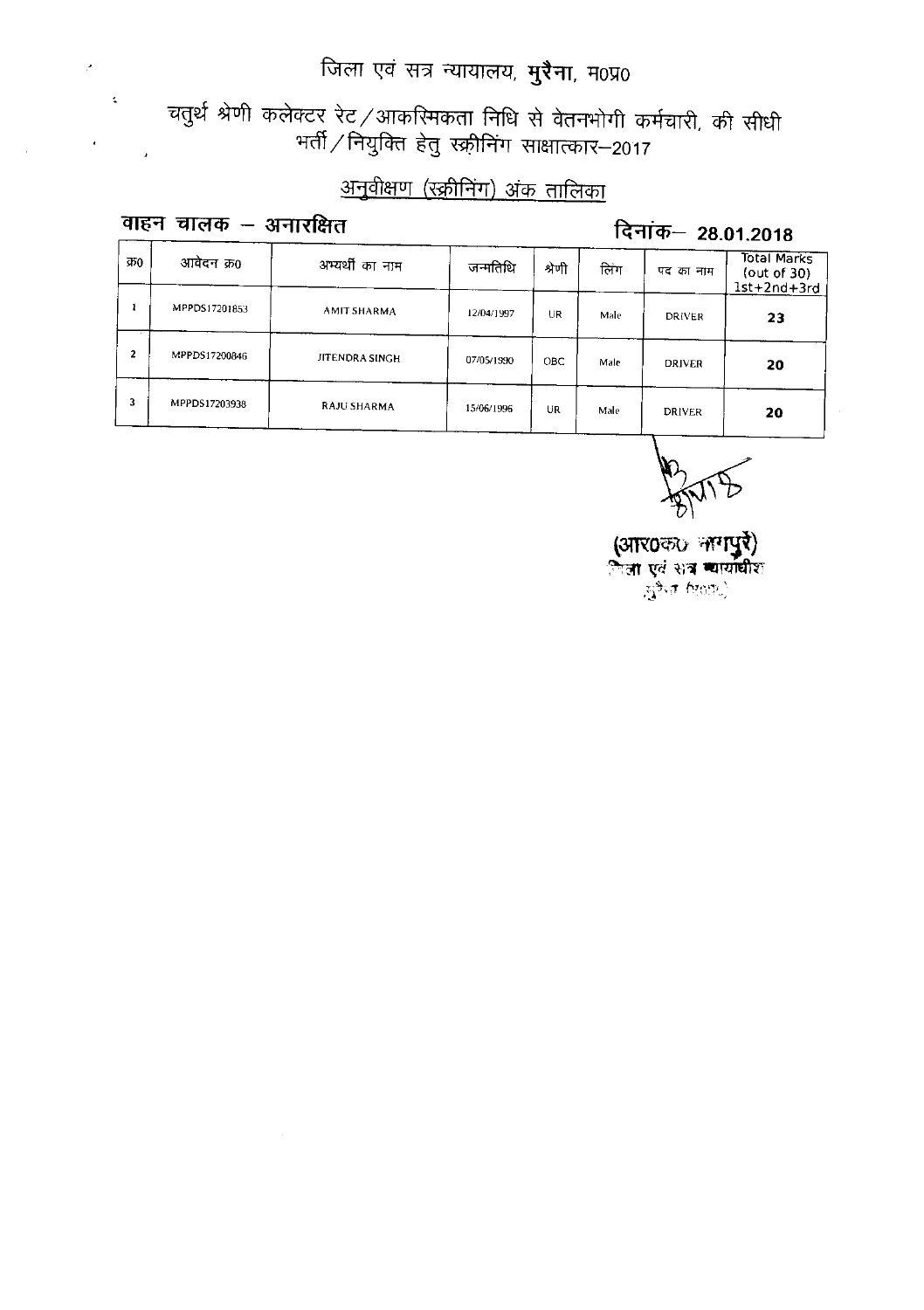# जिला एवं सत्र न्यायालय, **मुरैना**, म0प्र0

## चतुर्थ श्रेणी कलेक्टर रेट/आकस्मिकता निधि से वेतनभोगी कर्मचारी, की सीधी भर्ती/नियुक्ति हेतु स्क्रीनिंग साक्षात्कार–2017

### <u>अनुवीक्षण (स्क्रीनिंग) अंक तालिका</u>

**वाहन चालक – अनारक्षित** **दिनांक– 28.01.2018**

| क्र0 | आवेदन क्र0 | अभ्यर्थी का नाम | जन्मतिथि | श्रेणी | लिंग | पद का नाम | Total Marks (out of 30) 1st+2nd+3rd |
|---|---|---|---|---|---|---|---|
| 1 | MPPDS17201853 | AMIT SHARMA | 12/04/1997 | UR | Male | DRIVER | 23 |
| 2 | MPPDS17200846 | JITENDRA SINGH | 07/05/1990 | OBC | Male | DRIVER | 20 |
| 3 | MPPDS17203938 | RAJU SHARMA | 15/06/1996 | UR | Male | DRIVER | 20 |

(आर0के0 नागपुरे)
जिला एवं सत्र न्यायाधीश
मुरैना (म0प्र0)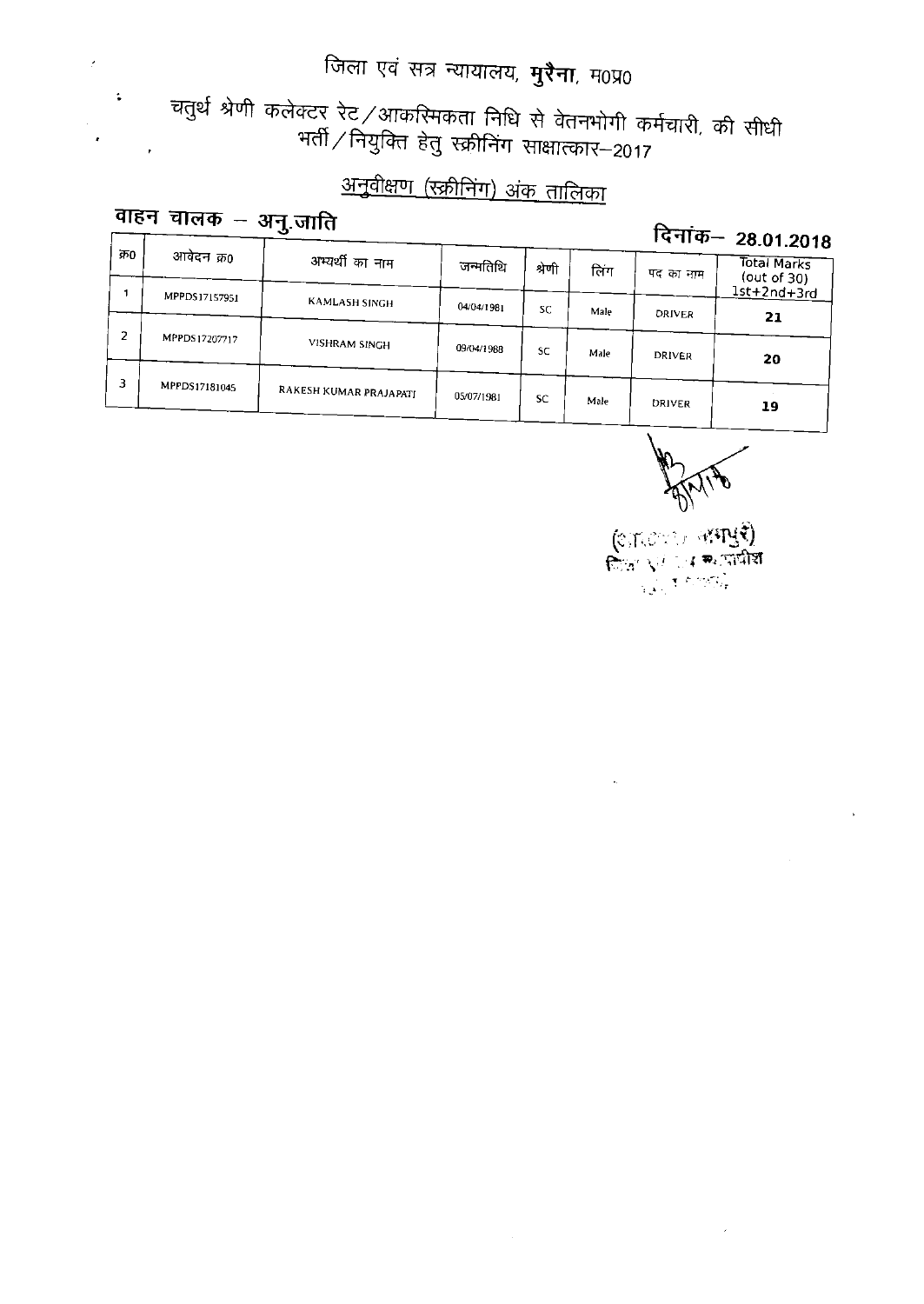# जिला एवं सत्र न्यायालय, **मुरैना**, म0प्र0

## चतुर्थ श्रेणी कलेक्टर रेट/आकस्मिकता निधि से वेतनभोगी कर्मचारी, की सीधी भर्ती/नियुक्ति हेतु स्क्रीनिंग साक्षात्कार–2017

### <u>अनुवीक्षण (स्क्रीनिंग) अंक तालिका</u>

**वाहन चालक – अनु.जाति** **दिनांक– 28.01.2018**

| क्र0 | आवेदन क्र0 | अभ्यर्थी का नाम | जन्मतिथि | श्रेणी | लिंग | पद का नाम | Total Marks (out of 30) 1st+2nd+3rd |
|---|---|---|---|---|---|---|---|
| 1 | MPPDS17157951 | KAMLASH SINGH | 04/04/1981 | SC | Male | DRIVER | **21** |
| 2 | MPPDS17207717 | VISHRAM SINGH | 09/04/1988 | SC | Male | DRIVER | **20** |
| 3 | MPPDS17181045 | RAKESH KUMAR PRAJAPATI | 05/07/1981 | SC | Male | DRIVER | **19** |

(.......पुरी)
जिला एवं सत्र न्यायाधीश
मुरैना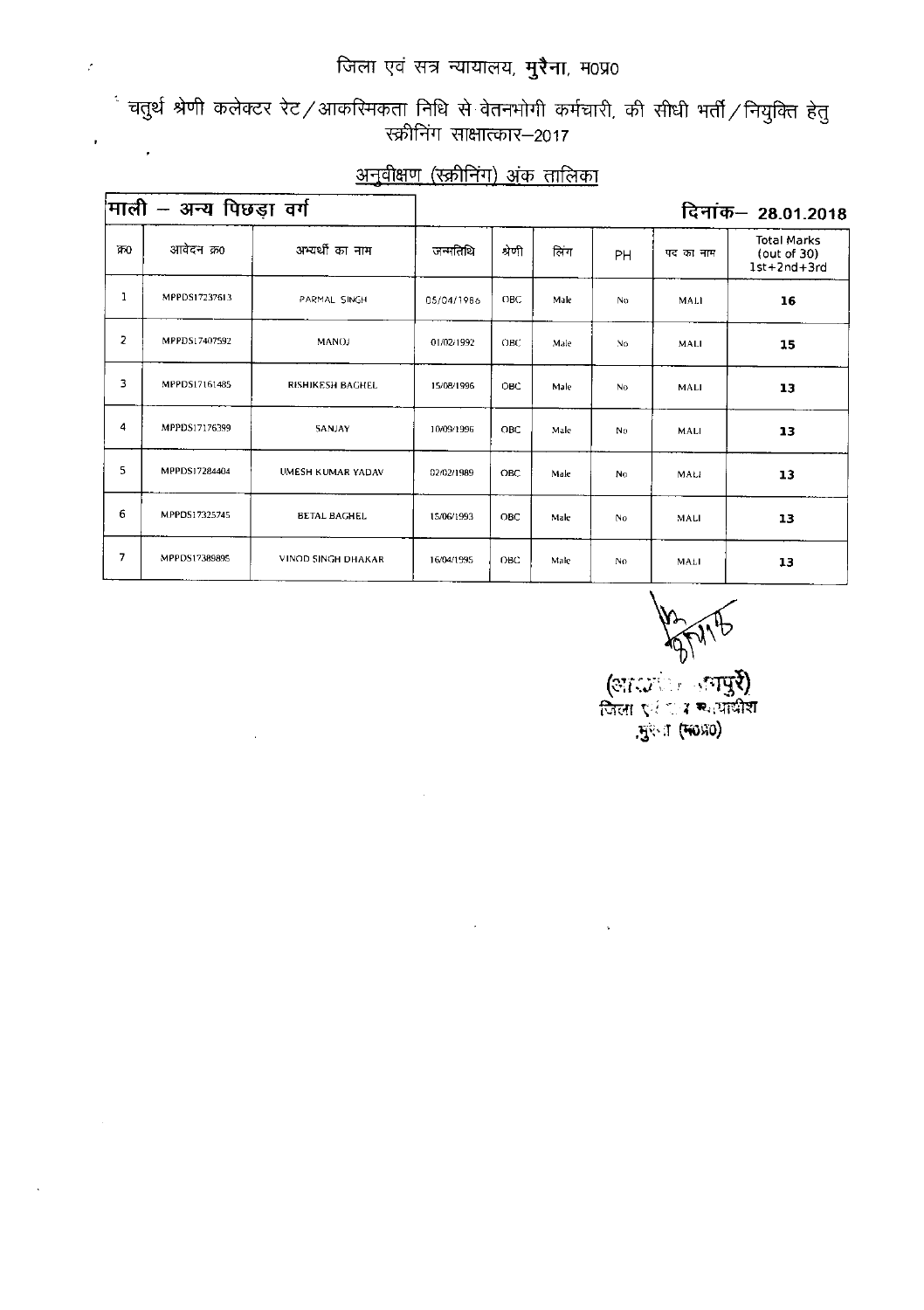# जिला एवं सत्र न्यायालय, मुरैना, म0प्र0

## चतुर्थ श्रेणी कलेक्टर रेट/आकस्मिकता निधि से वेतनभोगी कर्मचारी, की सीधी भर्ती/नियुक्ति हेतु स्क्रीनिंग साक्षात्कार–2017

### अनुवीक्षण (स्क्रीनिंग) अंक तालिका

**माली – अन्य पिछड़ा वर्ग** **दिनांक– 28.01.2018**

| क्र0 | आवेदन क्र0 | अभ्यर्थी का नाम | जन्मतिथि | श्रेणी | लिंग | PH | पद का नाम | Total Marks (out of 30) 1st+2nd+3rd |
|---|---|---|---|---|---|---|---|---|
| 1 | MPPDS17237613 | PARMAL SINGH | 05/04/1986 | OBC | Male | No | MALI | 16 |
| 2 | MPPDS17407592 | MANOJ | 01/02/1992 | OBC | Male | No | MALI | 15 |
| 3 | MPPDS17161485 | RISHIKESH BAGHEL | 15/08/1996 | OBC | Male | No | MALI | 13 |
| 4 | MPPDS17176399 | SANJAY | 10/09/1996 | OBC | Male | No | MALI | 13 |
| 5 | MPPDS17284404 | UMESH KUMAR YADAV | 02/02/1989 | OBC | Male | No | MALI | 13 |
| 6 | MPPDS17325745 | BETAL BAGHEL | 15/06/1993 | OBC | Male | No | MALI | 13 |
| 7 | MPPDS17389895 | VINOD SINGH DHAKAR | 16/04/1995 | OBC | Male | No | MALI | 13 |

(आ... ...पुरे)
जिला एवं सत्र न्यायाधीश
मुरैना (म0प्र0)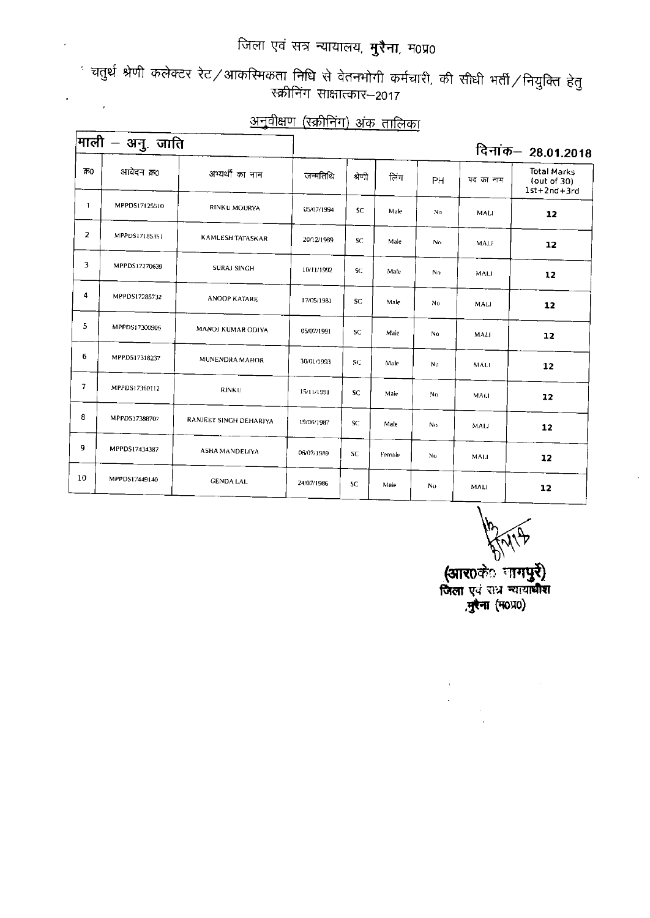# जिला एवं सत्र न्यायालय, **मुरैना**, म0प्र0

## चतुर्थ श्रेणी कलेक्टर रेट/आकस्मिकता निधि से वेतनभोगी कर्मचारी, की सीधी भर्ती/नियुक्ति हेतु स्क्रीनिंग साक्षात्कार–2017

### अनुवीक्षण (स्क्रीनिंग) अंक तालिका

**माली – अनु. जाति** **दिनांक– 28.01.2018**

| क्र0 | आवेदन क्र0 | अभ्यर्थी का नाम | जन्मतिथि | श्रेणी | लिंग | PH | पद का नाम | Total Marks (out of 30) 1st+2nd+3rd |
|---|---|---|---|---|---|---|---|---|
| 1 | MPPDS17125510 | RINKU MOURYA | 05/07/1994 | SC | Male | No | MALI | 12 |
| 2 | MPPDS17185351 | KAMLESH TATASKAR | 20/12/1989 | SC | Male | No | MALI | 12 |
| 3 | MPPDS17270639 | SURAJ SINGH | 10/11/1992 | SC | Male | No | MALI | 12 |
| 4 | MPPDS17285732 | ANOOP KATARE | 17/05/1981 | SC | Male | No | MALI | 12 |
| 5 | MPPDS17300906 | MANOJ KUMAR ODIYA | 05/07/1991 | SC | Male | No | MALI | 12 |
| 6 | MPPDS17318237 | MUNENDRA MAHOR | 30/01/1993 | SC | Male | No | MALI | 12 |
| 7 | MPPDS17360112 | RINKU | 15/11/1991 | SC | Male | No | MALI | 12 |
| 8 | MPPDS17388707 | RANJEET SINGH DEHARIYA | 19/06/1987 | SC | Male | No | MALI | 12 |
| 9 | MPPDS17434387 | ASHA MANDELIYA | 06/07/1989 | SC | Female | No | MALI | 12 |
| 10 | MPPDS17449140 | GENDA LAL | 24/07/1986 | SC | Male | No | MALI | 12 |

(आर0के0 नागपुरे)
जिला एवं सत्र न्यायाधीश
मुरैना (म0प्र0)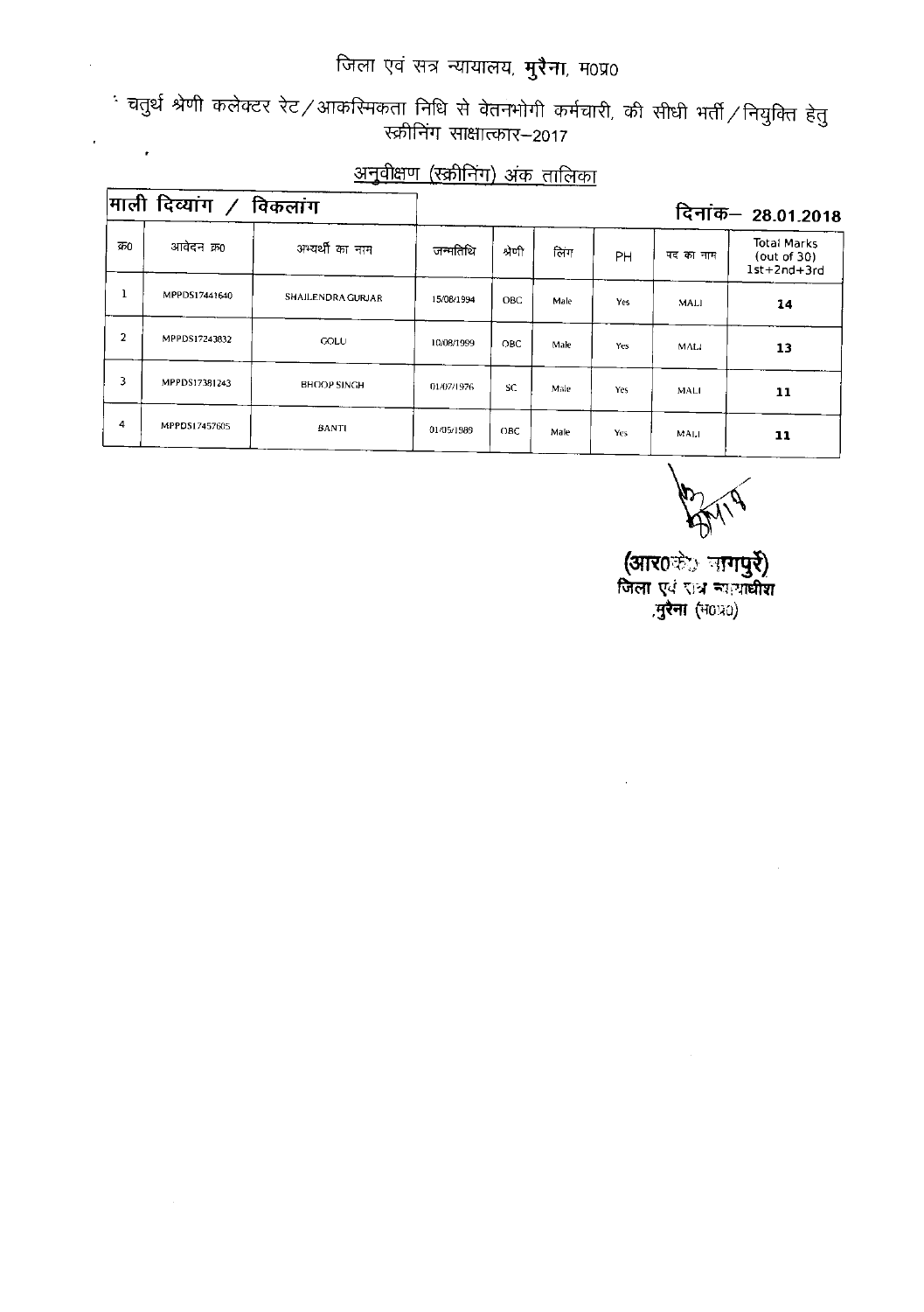# जिला एवं सत्र न्यायालय, मुरैना, म0प्र0

## चतुर्थ श्रेणी कलेक्टर रेट/आकस्मिकता निधि से वेतनभोगी कर्मचारी, की सीधी भर्ती/नियुक्ति हेतु स्क्रीनिंग साक्षात्कार–2017

### अनुवीक्षण (स्क्रीनिंग) अंक तालिका

**माली दिव्यांग / विकलांग** **दिनांक– 28.01.2018**

| क्र0 | आवेदन क्र0 | अभ्यर्थी का नाम | जन्मतिथि | श्रेणी | लिंग | PH | पद का नाम | Total Marks (out of 30) 1st+2nd+3rd |
|---|---|---|---|---|---|---|---|---|
| 1 | MPPDS17441640 | SHAILENDRA GURJAR | 15/08/1994 | OBC | Male | Yes | MALI | 14 |
| 2 | MPPDS17243832 | GOLU | 10/08/1999 | OBC | Male | Yes | MALI | 13 |
| 3 | MPPDS17381243 | BHOOP SINGH | 01/07/1976 | SC | Male | Yes | MALI | 11 |
| 4 | MPPDS17457605 | BANTI | 01/05/1989 | OBC | Male | Yes | MALI | 11 |

(आर0के0 नागपुरे)
जिला एवं सत्र न्यायाधीश
मुरैना (म0प्र0)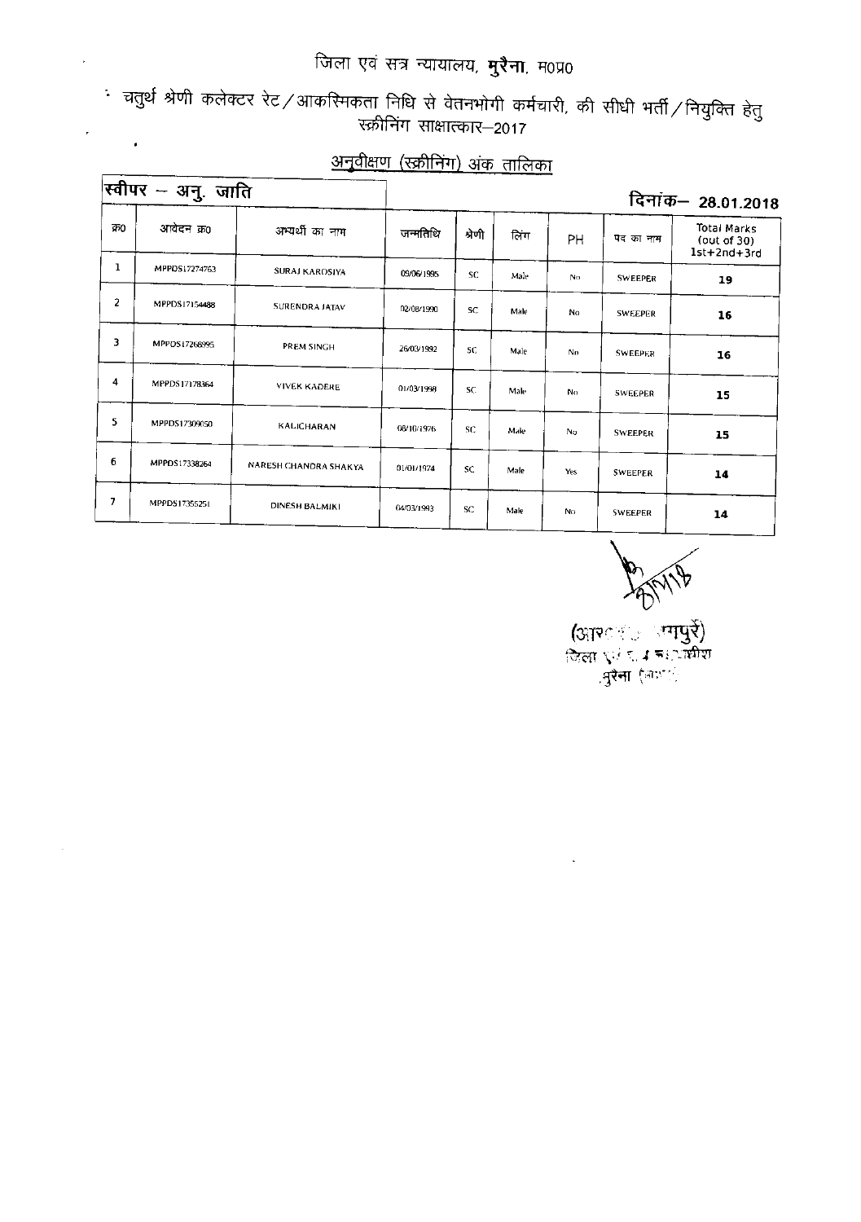# जिला एवं सत्र न्यायालय, **मुरैना**, म०प्र०

## चतुर्थ श्रेणी कलेक्टर रेट/आकस्मिकता निधि से वेतनभोगी कर्मचारी, की सीधी भर्ती/नियुक्ति हेतु स्क्रीनिंग साक्षात्कार–2017

### अनुवीक्षण (स्क्रीनिंग) अंक तालिका

| **स्वीपर – अनु. जाति** | | | | | | | | **दिनांक– 28.01.2018** |
|---|---|---|---|---|---|---|---|---|
| क्र0 | आवेदन क्र0 | अभ्यर्थी का नाम | जन्मतिथि | श्रेणी | लिंग | PH | पद का नाम | Total Marks (out of 30) 1st+2nd+3rd |
| 1 | MPPDS17274763 | SURAJ KAROSIYA | 09/06/1995 | SC | Male | No | SWEEPER | 19 |
| 2 | MPPDS17154488 | SURENDRA JATAV | 02/08/1990 | SC | Male | No | SWEEPER | 16 |
| 3 | MPPDS17268995 | PREM SINGH | 26/03/1992 | SC | Male | No | SWEEPER | 16 |
| 4 | MPPDS17178364 | VIVEK KADERE | 01/03/1998 | SC | Male | No | SWEEPER | 15 |
| 5 | MPPDS17309050 | KALICHARAN | 08/10/1976 | SC | Male | No | SWEEPER | 15 |
| 6 | MPPDS17338264 | NARESH CHANDRA SHAKYA | 01/01/1974 | SC | Male | Yes | SWEEPER | 14 |
| 7 | MPPDS17355251 | DINESH BALMIKI | 04/03/1993 | SC | Male | No | SWEEPER | 14 |

(आर... ...गपुरे)
जिला ... न्यायाधीश
मुरैना (...)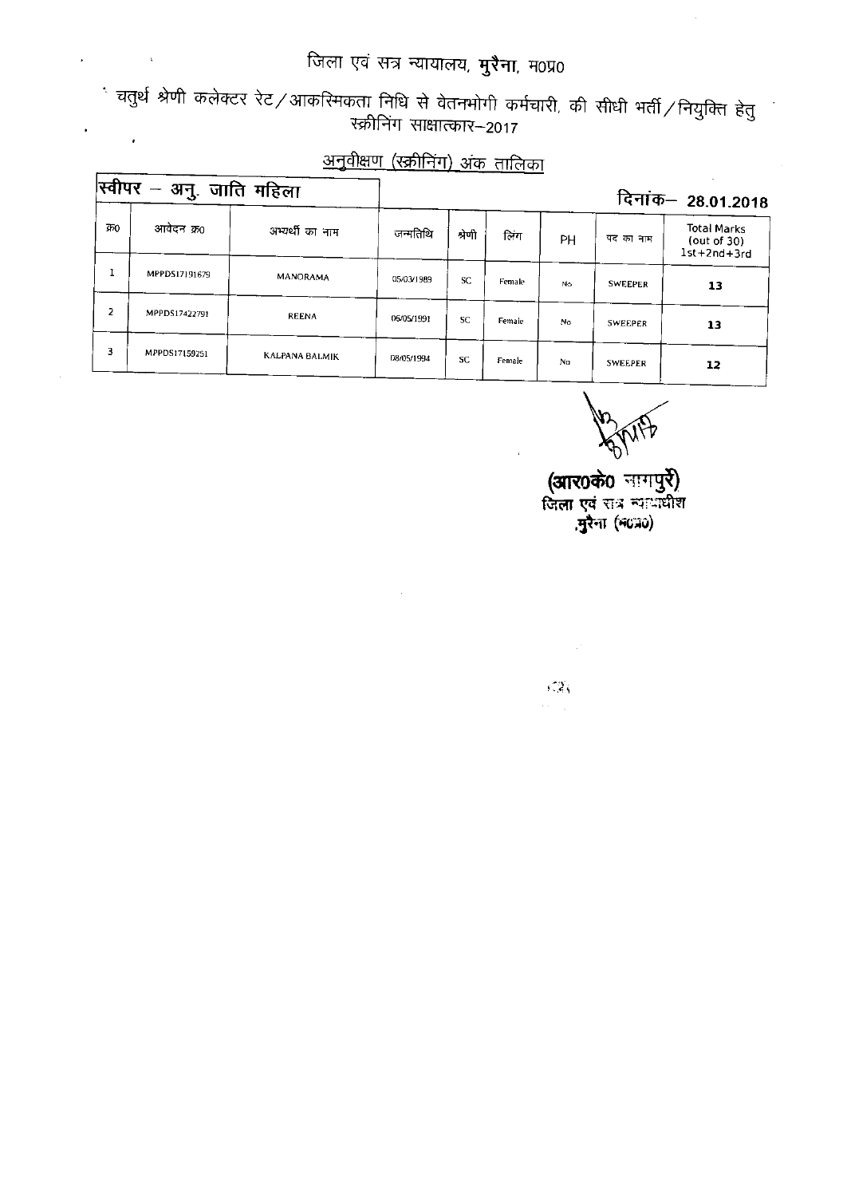# जिला एवं सत्र न्यायालय, मुरैना, म0प्र0

चतुर्थ श्रेणी कलेक्टर रेट/आकस्मिकता निधि से वेतनभोगी कर्मचारी, की सीधी भर्ती/नियुक्ति हेतु स्क्रीनिंग साक्षात्कार–2017

## अनुवीक्षण (स्क्रीनिंग) अंक तालिका

**स्वीपर – अनु. जाति महिला** **दिनांक– 28.01.2018**

| क्र0 | आवेदन क्र0 | अभ्यर्थी का नाम | जन्मतिथि | श्रेणी | लिंग | PH | पद का नाम | Total Marks (out of 30) 1st+2nd+3rd |
|---|---|---|---|---|---|---|---|---|
| 1 | MPPDS17191679 | MANORAMA | 05/03/1989 | SC | Female | No | SWEEPER | 13 |
| 2 | MPPDS17422791 | REENA | 06/05/1991 | SC | Female | No | SWEEPER | 13 |
| 3 | MPPDS17159251 | KALPANA BALMIK | 08/05/1994 | SC | Female | No | SWEEPER | 12 |

(आर0के0 नागपुरे)
जिला एवं सत्र न्यायाधीश
मुरैना (म0प्र0)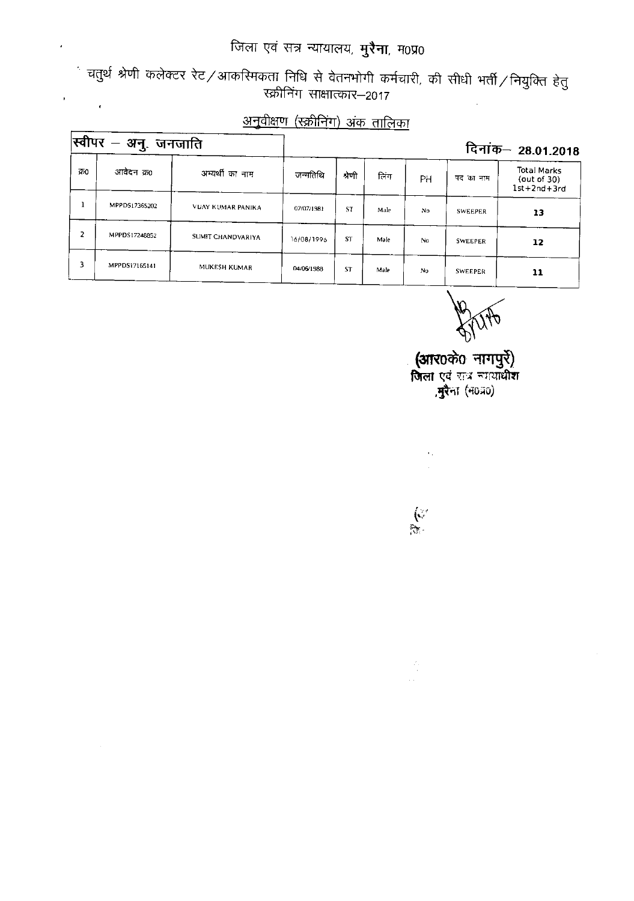# जिला एवं सत्र न्यायालय, **मुरैना**, म0प्र0

चतुर्थ श्रेणी कलेक्टर रेट/आकस्मिकता निधि से वेतनभोगी कर्मचारी, की सीधी भर्ती/नियुक्ति हेतु स्क्रीनिंग साक्षात्कार–2017

<u>अनुवीक्षण (स्क्रीनिंग) अंक तालिका</u>

**स्वीपर – अनु. जनजाति** **दिनांक– 28.01.2018**

| क्र0 | आवेदन क्र0 | अभ्यर्थी का नाम | जन्मतिथि | श्रेणी | लिंग | PH | पद का नाम | Total Marks (out of 30) 1st+2nd+3rd |
|---|---|---|---|---|---|---|---|---|
| 1 | MPPDS17365202 | VIJAY KUMAR PANIKA | 07/07/1981 | ST | Male | No | SWEEPER | 13 |
| 2 | MPPDS17248852 | SUMIT CHANDVARIYA | 16/08/1996 | ST | Male | No | SWEEPER | 12 |
| 3 | MPPDS17165141 | MUKESH KUMAR | 04/06/1988 | ST | Male | No | SWEEPER | 11 |

**(आर0के0 नागपुरे)**
**जिला एवं सत्र न्यायाधीश**
**मुरैना (म0प्र0)**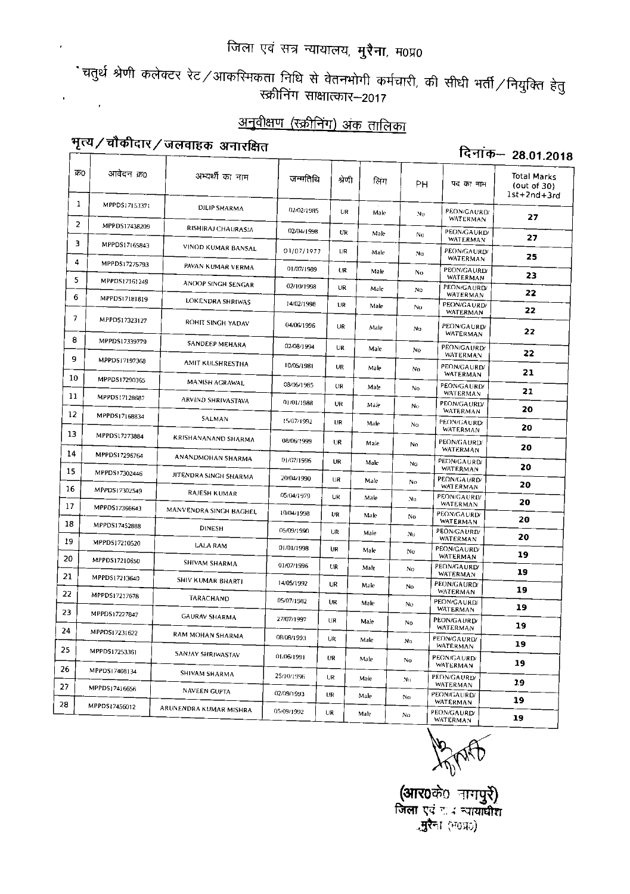# जिला एवं सत्र न्यायालय, मुरैना, म0प्र0

## चतुर्थ श्रेणी कलेक्टर रेट/आकस्मिकता निधि से वेतनभोगी कर्मचारी, की सीधी भर्ती/नियुक्ति हेतु स्क्रीनिंग साक्षात्कार–2017

### अनुवीक्षण (स्क्रीनिंग) अंक तालिका

**भृत्य/चौकीदार/जलवाहक अनारक्षित** — दिनांक– 28.01.2018

| क्र0 | आवेदन क्र0 | अभ्यर्थी का नाम | जन्मतिथि | श्रेणी | लिंग | PH | पद का नाम | Total Marks (out of 30) 1st+2nd+3rd |
|---|---|---|---|---|---|---|---|---|
| 1 | MPPDS17153371 | DILIP SHARMA | 02/02/1985 | UR | Male | No | PEON/GAURD/ WATERMAN | 27 |
| 2 | MPPDS17438209 | RISHIRAJ CHAURASIA | 02/04/1998 | UR | Male | No | PEON/GAURD/ WATERMAN | 27 |
| 3 | MPPDS17165843 | VINOD KUMAR BANSAL | 01/07/1977 | UR | Male | No | PEON/GAURD/ WATERMAN | 25 |
| 4 | MPPDS17275793 | PAVAN KUMAR VERMA | 01/07/1989 | UR | Male | No | PEON/GAURD/ WATERMAN | 23 |
| 5 | MPPDS17161249 | ANOOP SINGH SENGAR | 02/10/1998 | UR | Male | No | PEON/GAURD/ WATERMAN | 22 |
| 6 | MPPDS17181819 | LOKENDRA SHRIWAS | 14/02/1998 | UR | Male | No | PEON/GAURD/ WATERMAN | 22 |
| 7 | MPPDS17323127 | ROHIT SINGH YADAV | 04/06/1996 | UR | Male | No | PEON/GAURD/ WATERMAN | 22 |
| 8 | MPPDS17339779 | SANDEEP MEHARA | 02/08/1994 | UR | Male | No | PEON/GAURD/ WATERMAN | 22 |
| 9 | MPPDS17197368 | AMIT KULSHRESTHA | 10/05/1981 | UR | Male | No | PEON/GAURD/ WATERMAN | 21 |
| 10 | MPPDS17290365 | MANISH AGRAWAL | 08/06/1985 | UR | Male | No | PEON/GAURD/ WATERMAN | 21 |
| 11 | MPPDS17128687 | ARVIND SHRIVASTAVA | 01/01/1988 | UR | Male | No | PEON/GAURD/ WATERMAN | 20 |
| 12 | MPPDS17168834 | SALMAN | 15/07/1992 | UR | Male | No | PEON/GAURD/ WATERMAN | 20 |
| 13 | MPPDS17273884 | KRISHANANAND SHARMA | 08/06/1999 | UR | Male | No | PEON/GAURD/ WATERMAN | 20 |
| 14 | MPPDS17296764 | ANANDMOHAN SHARMA | 01/07/1996 | UR | Male | No | PEON/GAURD/ WATERMAN | 20 |
| 15 | MPPDS17302446 | JITENDRA SINGH SHARMA | 20/04/1990 | UR | Male | No | PEON/GAURD/ WATERMAN | 20 |
| 16 | MPPDS17302549 | RAJESH KUMAR | 05/04/1979 | UR | Male | No | PEON/GAURD/ WATERMAN | 20 |
| 17 | MPPDS17366643 | MANVENDRA SINGH BAGHEL | 10/04/1998 | UR | Male | No | PEON/GAURD/ WATERMAN | 20 |
| 18 | MPPDS17452888 | DINESH | 05/09/1990 | UR | Male | No | PEON/GAURD/ WATERMAN | 20 |
| 19 | MPPDS17210520 | LALA RAM | 01/01/1998 | UR | Male | No | PEON/GAURD/ WATERMAN | 19 |
| 20 | MPPDS17210650 | SHIVAM SHARMA | 01/07/1996 | UR | Male | No | PEON/GAURD/ WATERMAN | 19 |
| 21 | MPPDS17213640 | SHIV KUMAR BHARTI | 14/05/1992 | UR | Male | No | PEON/GAURD/ WATERMAN | 19 |
| 22 | MPPDS17217678 | TARACHAND | 05/07/1982 | UR | Male | No | PEON/GAURD/ WATERMAN | 19 |
| 23 | MPPDS17227847 | GAURAV SHARMA | 27/07/1997 | UR | Male | No | PEON/GAURD/ WATERMAN | 19 |
| 24 | MPPDS17231622 | RAM MOHAN SHARMA | 08/08/1993 | UR | Male | No | PEON/GAURD/ WATERMAN | 19 |
| 25 | MPPDS17253361 | SANJAY SHRIWASTAV | 01/06/1991 | UR | Male | No | PEON/GAURD/ WATERMAN | 19 |
| 26 | MPPDS17408134 | SHIVAM SHARMA | 25/10/1996 | UR | Male | No | PEON/GAURD/ WATERMAN | 19 |
| 27 | MPPDS17416656 | NAVEEN GUPTA | 02/09/1993 | UR | Male | No | PEON/GAURD/ WATERMAN | 19 |
| 28 | MPPDS17456012 | ARUNENDRA KUMAR MISHRA | 05/09/1992 | UR | Male | No | PEON/GAURD/ WATERMAN | 19 |

**(आर0के0 नागपुरे)**
जिला एवं सत्र न्यायाधीश
मुरैना (म0प्र0)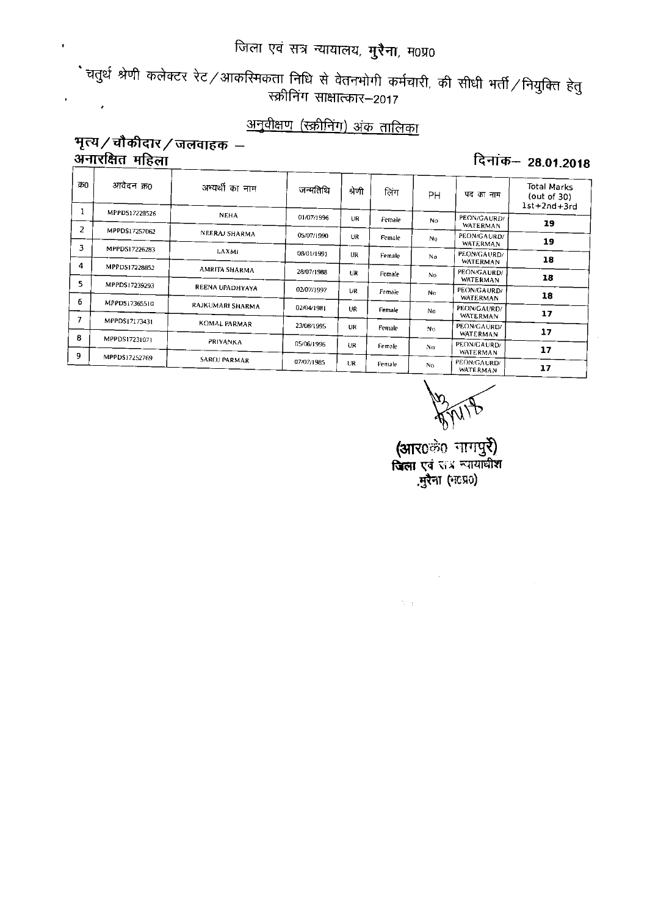# जिला एवं सत्र न्यायालय, **मुरैना**, म0प्र0

चतुर्थ श्रेणी कलेक्टर रेट/आकस्मिकता निधि से वेतनभोगी कर्मचारी, की सीधी भर्ती/नियुक्ति हेतु स्क्रीनिंग साक्षात्कार–2017

<u>अनुवीक्षण (स्क्रीनिंग) अंक तालिका</u>

**भृत्य/चौकीदार/जलवाहक –**
**अनारक्षित महिला**

**दिनांक– 28.01.2018**

| क्र0 | आवेदन क्र0 | अभ्यर्थी का नाम | जन्मतिथि | श्रेणी | लिंग | PH | पद का नाम | Total Marks (out of 30) 1st+2nd+3rd |
|---|---|---|---|---|---|---|---|---|
| 1 | MPPDS17228526 | NEHA | 01/07/1996 | UR | Female | No | PEON/GAURD/ WATERMAN | 19 |
| 2 | MPPDS17257062 | NEERAJ SHARMA | 05/07/1990 | UR | Female | No | PEON/GAURD/ WATERMAN | 19 |
| 3 | MPPDS17226283 | LAXMI | 08/01/1991 | UR | Female | No | PEON/GAURD/ WATERMAN | 18 |
| 4 | MPPDS17228852 | AMRITA SHARMA | 28/07/1988 | UR | Female | No | PEON/GAURD/ WATERMAN | 18 |
| 5 | MPPDS17239293 | REENA UPADHYAYA | 02/07/1997 | UR | Female | No | PEON/GAURD/ WATERMAN | 18 |
| 6 | MPPDS17365510 | RAJKUMARI SHARMA | 02/04/1981 | UR | Female | No | PEON/GAURD/ WATERMAN | 17 |
| 7 | MPPDS17173431 | KOMAL PARMAR | 23/08/1995 | UR | Female | No | PEON/GAURD/ WATERMAN | 17 |
| 8 | MPPDS17231071 | PRIYANKA | 05/06/1996 | UR | Female | No | PEON/GAURD/ WATERMAN | 17 |
| 9 | MPPDS17252769 | SAROJ PARMAR | 07/07/1985 | UR | Female | No | PEON/GAURD/ WATERMAN | 17 |

(आर0के0 नागपुरे)
जिला एवं सत्र न्यायाधीश
मुरैना (म0प्र0)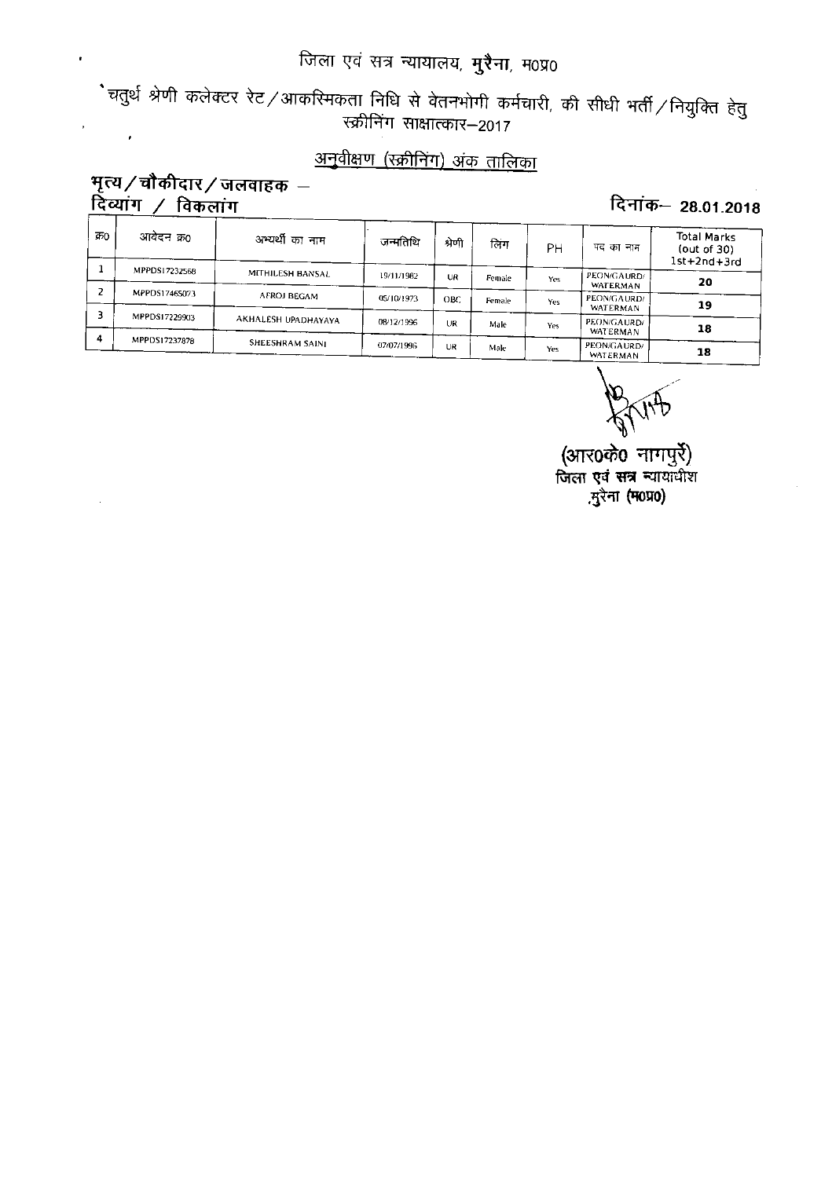# जिला एवं सत्र न्यायालय, मुरैना, म0प्र0

## चतुर्थ श्रेणी कलेक्टर रेट/आकस्मिकता निधि से वेतनभोगी कर्मचारी, की सीधी भर्ती/नियुक्ति हेतु स्क्रीनिंग साक्षात्कार–2017

### अनुवीक्षण (स्क्रीनिंग) अंक तालिका

**भृत्य/चौकीदार/जलवाहक – दिव्यांग / विकलांग**

**दिनांक– 28.01.2018**

| क्र0 | आवेदन क्र0 | अभ्यर्थी का नाम | जन्मतिथि | श्रेणी | लिंग | PH | पद का नाम | Total Marks (out of 30) 1st+2nd+3rd |
|---|---|---|---|---|---|---|---|---|
| 1 | MPPDS17232568 | MITHILESH BANSAL | 19/11/1982 | UR | Female | Yes | PEON/GAURD/ WATERMAN | 20 |
| 2 | MPPDS17465073 | AFROJ BEGAM | 05/10/1973 | OBC | Female | Yes | PEON/GAURD/ WATERMAN | 19 |
| 3 | MPPDS17229903 | AKHALESH UPADHAYAYA | 08/12/1996 | UR | Male | Yes | PEON/GAURD/ WATERMAN | 18 |
| 4 | MPPDS17237878 | SHEESHRAM SAINI | 07/07/1996 | UR | Male | Yes | PEON/GAURD/ WATERMAN | 18 |

(आर0के0 नागपुरे)
जिला एवं सत्र न्यायाधीश
मुरैना (म0प्र0)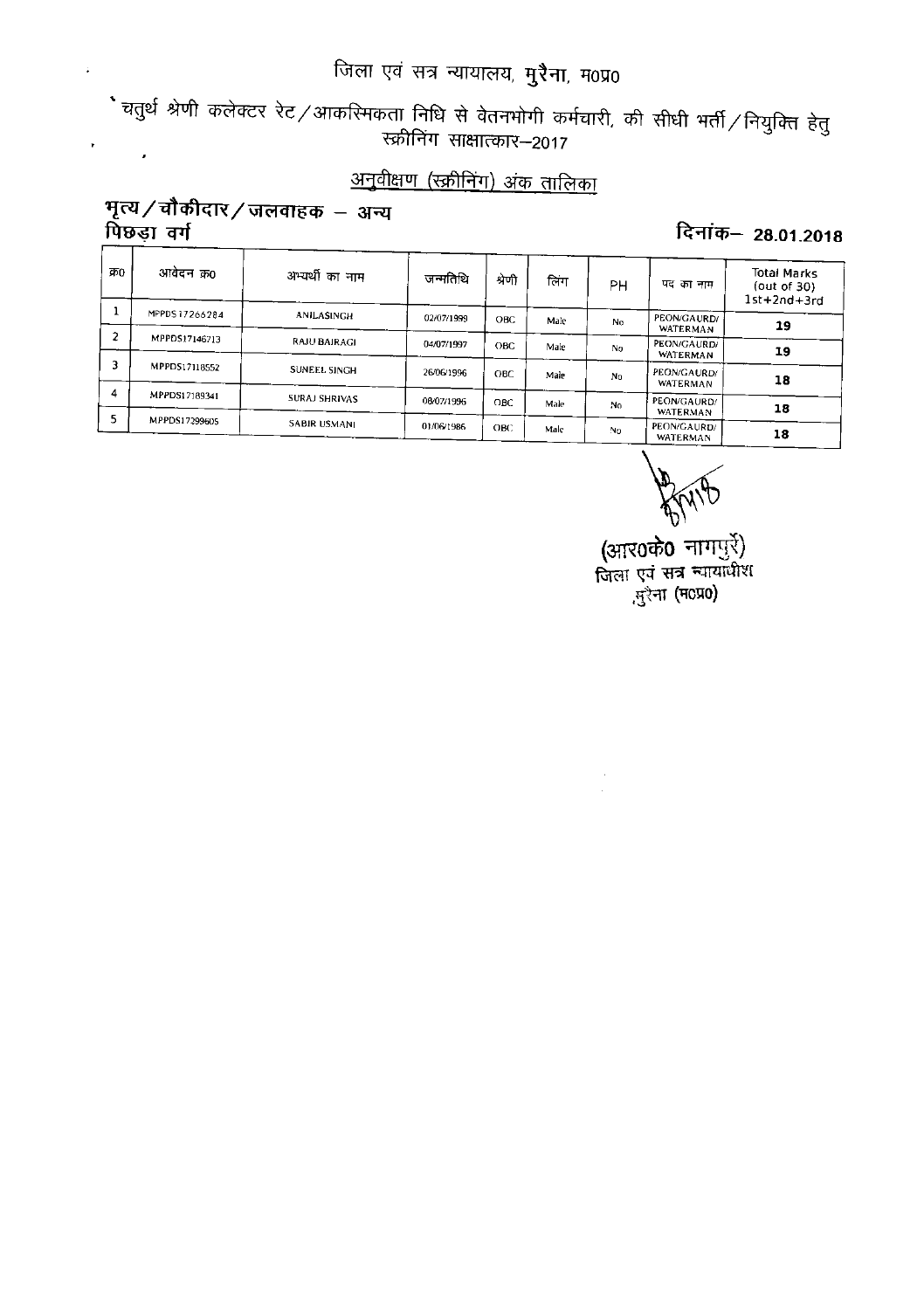# जिला एवं सत्र न्यायालय, मुरैना, म0प्र0

चतुर्थ श्रेणी कलेक्टर रेट/आकस्मिकता निधि से वेतनभोगी कर्मचारी, की सीधी भर्ती/नियुक्ति हेतु स्क्रीनिंग साक्षात्कार–2017

## अनुवीक्षण (स्क्रीनिंग) अंक तालिका

**भृत्य/चौकीदार/जलवाहक – अन्य पिछड़ा वर्ग**

**दिनांक– 28.01.2018**

| क्र0 | आवेदन क्र0 | अभ्यर्थी का नाम | जन्मतिथि | श्रेणी | लिंग | PH | पद का नाम | Total Marks (out of 30) 1st+2nd+3rd |
|---|---|---|---|---|---|---|---|---|
| 1 | MPPDS17266284 | ANILASINGH | 02/07/1999 | OBC | Male | No | PEON/GAURD/ WATERMAN | 19 |
| 2 | MPPDS17146713 | RAJU BAIRAGI | 04/07/1997 | OBC | Male | No | PEON/GAURD/ WATERMAN | 19 |
| 3 | MPPDS17118552 | SUNEEL SINGH | 26/06/1996 | OBC | Male | No | PEON/GAURD/ WATERMAN | 18 |
| 4 | MPPDS17189341 | SURAJ SHRIVAS | 08/07/1996 | OBC | Male | No | PEON/GAURD/ WATERMAN | 18 |
| 5 | MPPDS17299605 | SABIR USMANI | 01/06/1986 | OBC | Male | No | PEON/GAURD/ WATERMAN | 18 |

(आर0के0 नागपुरे)
जिला एवं सत्र न्यायाधीश
मुरैना (म0प्र0)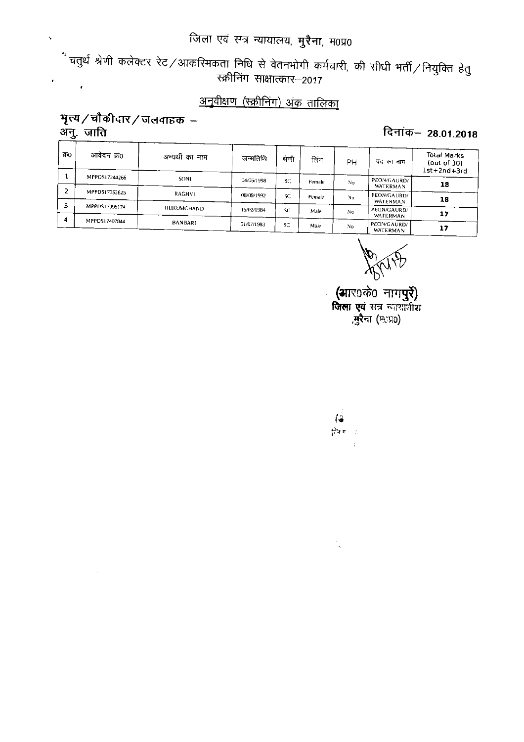# जिला एवं सत्र न्यायालय, मुरैना, म0प्र0

## चतुर्थ श्रेणी कलेक्टर रेट/आकस्मिकता निधि से वेतनभोगी कर्मचारी, की सीधी भर्ती/नियुक्ति हेतु स्क्रीनिंग साक्षात्कार–2017

### अनुवीक्षण (स्क्रीनिंग) अंक तालिका

**भृत्य/चौकीदार/जलवाहक –**
**अनु. जाति**

**दिनांक– 28.01.2018**

| क्र0 | आवेदन क्र0 | अभ्यर्थी का नाम | जन्मतिथि | श्रेणी | लिंग | PH | पद का नाम | Total Marks (out of 30) 1st+2nd+3rd |
|---|---|---|---|---|---|---|---|---|
| 1 | MPPDS17244266 | SONI | 04/06/1998 | SC | Female | No | PEON/GAURD/ WATERMAN | 18 |
| 2 | MPPDS17352825 | RAGHVI | 08/09/1992 | SC | Female | No | PEON/GAURD/ WATERMAN | 18 |
| 3 | MPPDS17395174 | HUKUMCHAND | 15/02/1984 | SC | Male | No | PEON/GAURD/ WATERMAN | 17 |
| 4 | MPPDS17407844 | BANBARI | 01/07/1983 | SC | Male | No | PEON/GAURD/ WATERMAN | 17 |

(आर0के0 नागपुरे)
जिला एवं सत्र न्यायाधीश
मुरैना (म0प्र0)